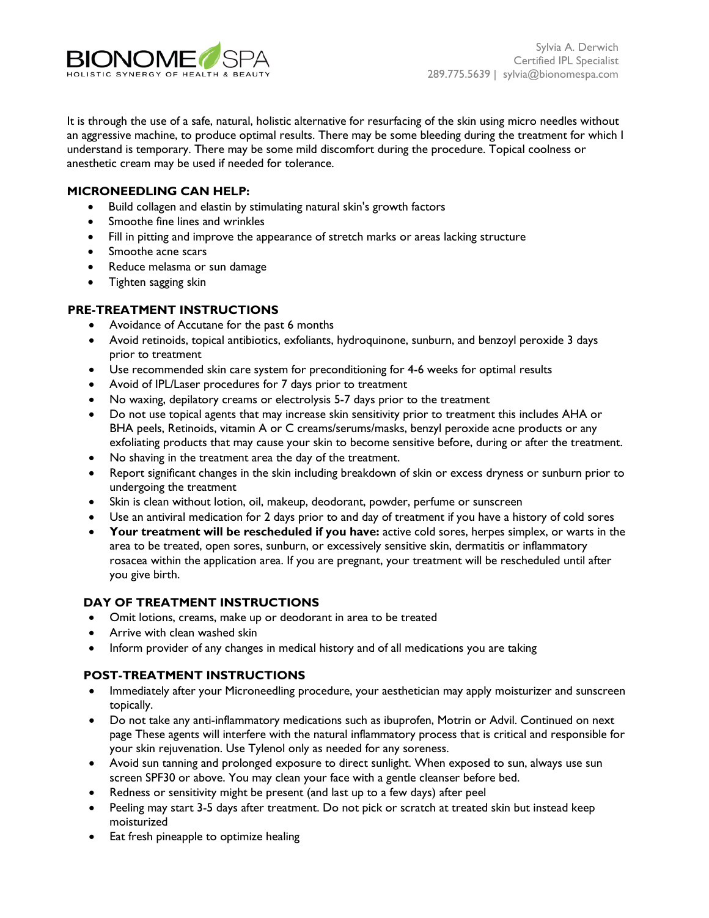BIONOME SPA
HOLISTIC SYNERGY OF HEALTH & BEAUTY

Sylvia A. Derwich
Certified IPL Specialist
289.775.5639 | sylvia@bionomespa.com

It is through the use of a safe, natural, holistic alternative for resurfacing of the skin using micro needles without an aggressive machine, to produce optimal results. There may be some bleeding during the treatment for which I understand is temporary. There may be some mild discomfort during the procedure. Topical coolness or anesthetic cream may be used if needed for tolerance.

### MICRONEEDLING CAN HELP:

- Build collagen and elastin by stimulating natural skin's growth factors
- Smoothe fine lines and wrinkles
- Fill in pitting and improve the appearance of stretch marks or areas lacking structure
- Smoothe acne scars
- Reduce melasma or sun damage
- Tighten sagging skin

### PRE-TREATMENT INSTRUCTIONS

- Avoidance of Accutane for the past 6 months
- Avoid retinoids, topical antibiotics, exfoliants, hydroquinone, sunburn, and benzoyl peroxide 3 days prior to treatment
- Use recommended skin care system for preconditioning for 4-6 weeks for optimal results
- Avoid of IPL/Laser procedures for 7 days prior to treatment
- No waxing, depilatory creams or electrolysis 5-7 days prior to the treatment
- Do not use topical agents that may increase skin sensitivity prior to treatment this includes AHA or BHA peels, Retinoids, vitamin A or C creams/serums/masks, benzyl peroxide acne products or any exfoliating products that may cause your skin to become sensitive before, during or after the treatment.
- No shaving in the treatment area the day of the treatment.
- Report significant changes in the skin including breakdown of skin or excess dryness or sunburn prior to undergoing the treatment
- Skin is clean without lotion, oil, makeup, deodorant, powder, perfume or sunscreen
- Use an antiviral medication for 2 days prior to and day of treatment if you have a history of cold sores
- **Your treatment will be rescheduled if you have:** active cold sores, herpes simplex, or warts in the area to be treated, open sores, sunburn, or excessively sensitive skin, dermatitis or inflammatory rosacea within the application area. If you are pregnant, your treatment will be rescheduled until after you give birth.

### DAY OF TREATMENT INSTRUCTIONS

- Omit lotions, creams, make up or deodorant in area to be treated
- Arrive with clean washed skin
- Inform provider of any changes in medical history and of all medications you are taking

### POST-TREATMENT INSTRUCTIONS

- Immediately after your Microneedling procedure, your aesthetician may apply moisturizer and sunscreen topically.
- Do not take any anti-inflammatory medications such as ibuprofen, Motrin or Advil. Continued on next page These agents will interfere with the natural inflammatory process that is critical and responsible for your skin rejuvenation. Use Tylenol only as needed for any soreness.
- Avoid sun tanning and prolonged exposure to direct sunlight. When exposed to sun, always use sun screen SPF30 or above. You may clean your face with a gentle cleanser before bed.
- Redness or sensitivity might be present (and last up to a few days) after peel
- Peeling may start 3-5 days after treatment. Do not pick or scratch at treated skin but instead keep moisturized
- Eat fresh pineapple to optimize healing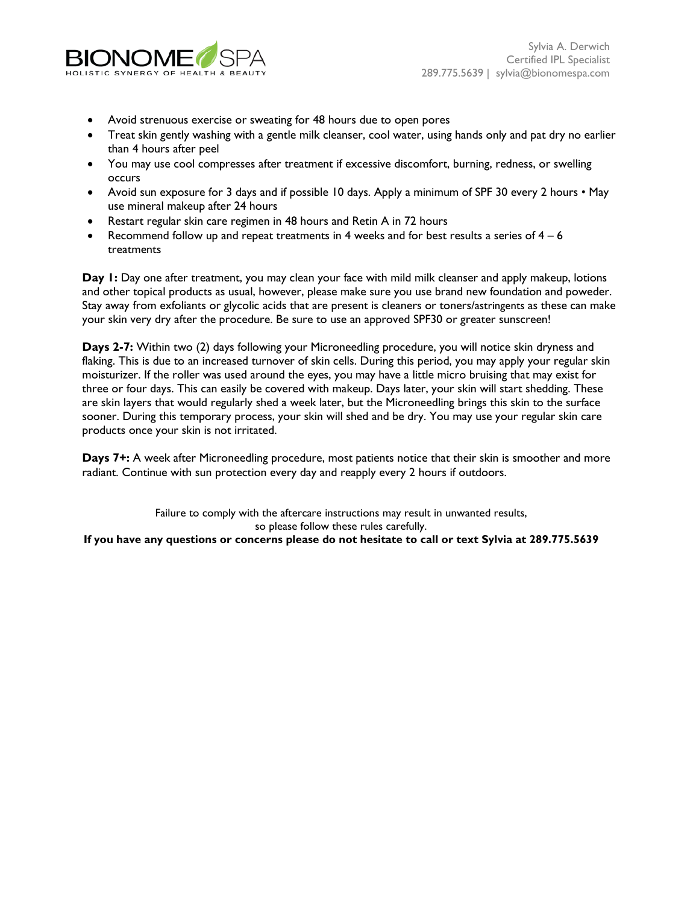- Avoid strenuous exercise or sweating for 48 hours due to open pores
- Treat skin gently washing with a gentle milk cleanser, cool water, using hands only and pat dry no earlier than 4 hours after peel
- You may use cool compresses after treatment if excessive discomfort, burning, redness, or swelling occurs
- Avoid sun exposure for 3 days and if possible 10 days. Apply a minimum of SPF 30 every 2 hours • May use mineral makeup after 24 hours
- Restart regular skin care regimen in 48 hours and Retin A in 72 hours
- Recommend follow up and repeat treatments in 4 weeks and for best results a series of 4 – 6 treatments

**Day 1:** Day one after treatment, you may clean your face with mild milk cleanser and apply makeup, lotions and other topical products as usual, however, please make sure you use brand new foundation and poweder. Stay away from exfoliants or glycolic acids that are present is cleaners or toners/astringents as these can make your skin very dry after the procedure. Be sure to use an approved SPF30 or greater sunscreen!

**Days 2-7:** Within two (2) days following your Microneedling procedure, you will notice skin dryness and flaking. This is due to an increased turnover of skin cells. During this period, you may apply your regular skin moisturizer. If the roller was used around the eyes, you may have a little micro bruising that may exist for three or four days. This can easily be covered with makeup. Days later, your skin will start shedding. These are skin layers that would regularly shed a week later, but the Microneedling brings this skin to the surface sooner. During this temporary process, your skin will shed and be dry. You may use your regular skin care products once your skin is not irritated.

**Days 7+:** A week after Microneedling procedure, most patients notice that their skin is smoother and more radiant. Continue with sun protection every day and reapply every 2 hours if outdoors.

Failure to comply with the aftercare instructions may result in unwanted results, so please follow these rules carefully.

**If you have any questions or concerns please do not hesitate to call or text Sylvia at 289.775.5639**